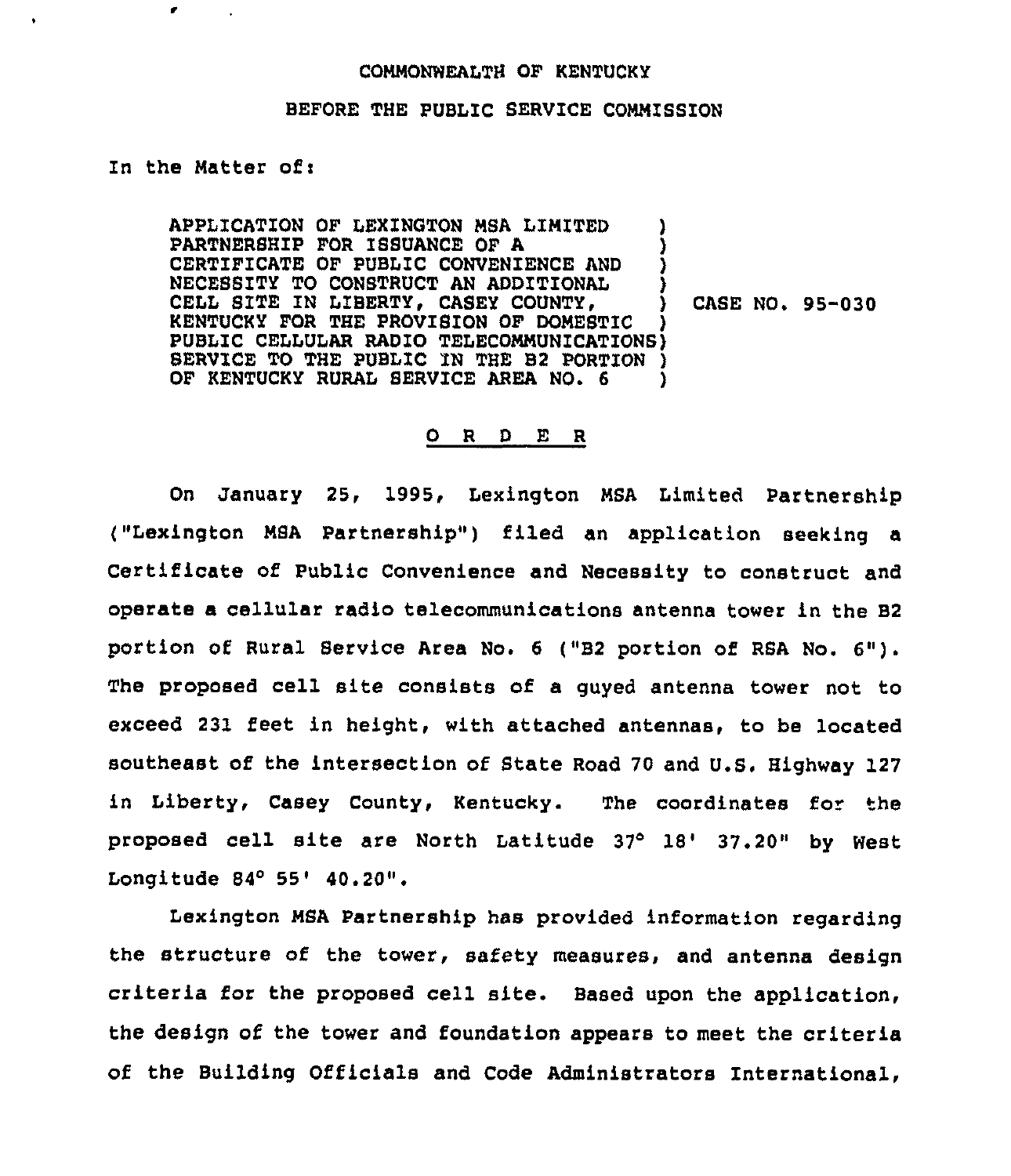COMMONWEALTH OF KENTUCKY

BEFORE THE PUBLIC SERVICE COMMISSION

In the Matter of:

APPLICATION OF LEXINGTON MSA LIMITED PARTNERSHIP FOR ISSUANCE OF A CERTIFICATE OF PUBLIC CONVENIENCE AND NECESSITY TO CONSTRUCT AN ADDITIONAL CELL SITE IN LIBERTY, CASEY COUNTY, KENTUCKY FOR THE PROVISION OF DOMESTIC PUBLIC CELLULAR RADIO TELECOMMUNICATIONS SERVICE TO THE PUBLIC IN THE B2 PORTION OF KENTUCKY RURAL SERVICE AREA NO. 6

CASE NO. 95-030

## O R D E R

On January 25, 1995, Lexington MSA Limited Partnership ("Lexington MSA Partnership") filed an application seeking a Certificate of Public Convenience and Necessity to construct and operate a cellular radio telecommunications antenna tower in the B2 portion of Rural Service Area No. 6 ("B2 portion of RSA No. 6"). The proposed cell site consists of a guyed antenna tower not to exceed 231 feet in height, with attached antennas, to be located southeast of the intersection of State Road 70 and U.S. Highway 127 in Liberty, Casey County, Kentucky. The coordinates for the proposed cell site are North Latitude 37° 18' 37.20" by West Longitude 84° 55' 40.20".

Lexington MSA Partnership has provided information regarding the structure of the tower, safety measures, and antenna design criteria for the proposed cell site. Based upon the application, the design of the tower and foundation appears to meet the criteria of the Building Officials and Code Administrators International,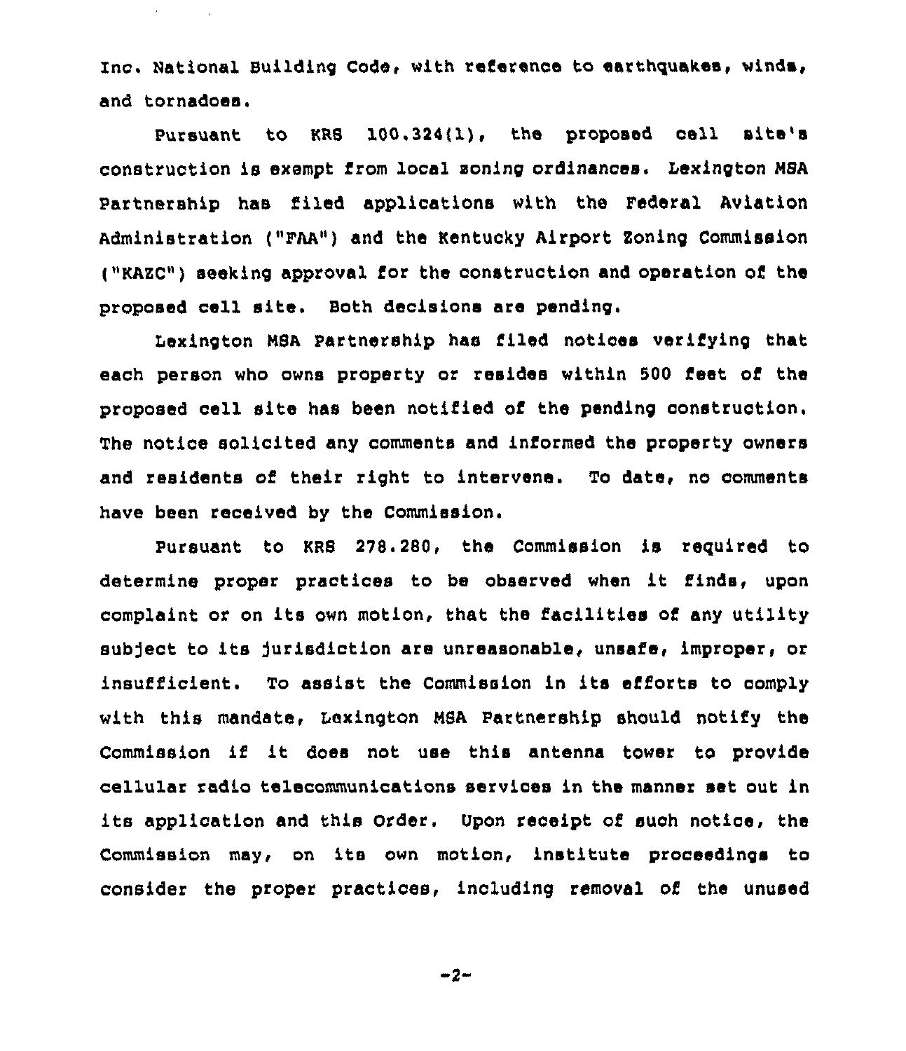Inc. National Building Code, with reference to earthquakes, winds, and tornadoes.

Pursuant to KRS 100.324(1), the proposed cell site's construction is exempt from local zoning ordinances. Lexington MSA Partnership has filed applications with the Federal Aviation Administration ("FAA") and the Kentucky Airport Zoning Commission ("KAZC") seeking approval for the construction and operation of the proposed cell site. Both decisions are pending.

Lexington MSA Partnership has filed notices verifying that each person who owns property or resides within 500 feet of the proposed cell site has been notified of the pending construction. The notice solicited any comments and informed the property owners and residents of their right to intervene. To date, no comments have been received by the Commission.

Pursuant to KRS 278.280, the Commission is required to determine proper practices to be observed when it finds, upon complaint or on its own motion, that the facilities of any utility subject to its jurisdiction are unreasonable, unsafe, improper, or insufficient. To assist the Commission in its efforts to comply with this mandate, Lexington MSA Partnership should notify the Commission if it does not use this antenna tower to provide cellular radio telecommunications services in the manner set out in its application and this Order. Upon receipt of such notice, the Commission may, on its own motion, institute proceedings to consider the proper practices, including removal of the unused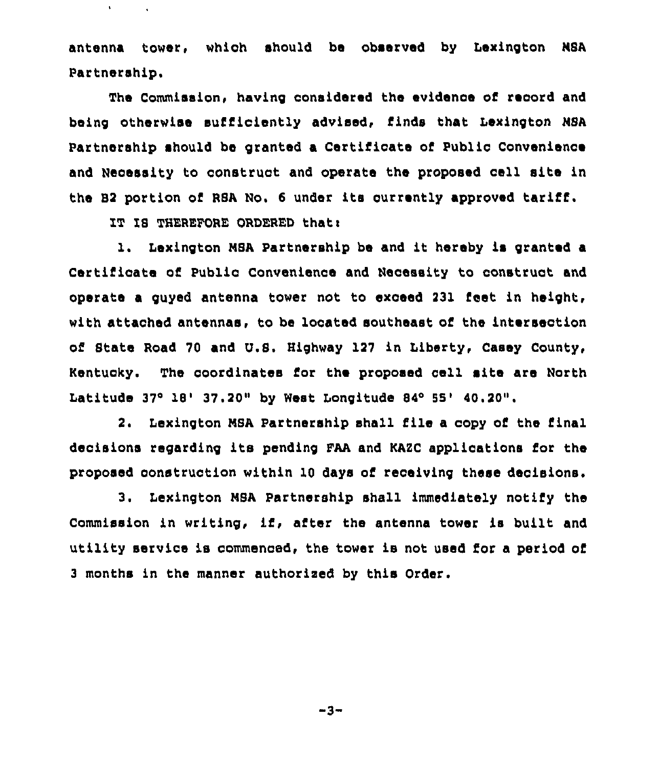antenna tower, which should be observed by Lexington MSA Partnership.

The Commission, having considered the evidence of record and being otherwise sufficiently advised, finds that Lexington MSA Partnership should be granted a Certificate of Public Convenience and Necessity to construct and operate the proposed cell site in the B2 portion of RSA No. 6 under its currently approved tariff.

IT IS THEREFORE ORDERED that:

1. Lexington MSA Partnership be and it hereby is granted a Certificate of Public Convenience and Necessity to construct and operate a guyed antenna tower not to exceed 231 feet in height, with attached antennas, to be located southeast of the intersection of State Road 70 and U.S. Highway 127 in Liberty, Casey County, Kentucky. The coordinates for the proposed cell site are North Latitude 37° 18' 37.20" by West Longitude 84° 55' 40.20".

2. Lexington MSA Partnership shall file a copy of the final decisions regarding its pending FAA and KAZC applications for the proposed construction within 10 days of receiving these decisions.

3. Lexington MSA Partnership shall immediately notify the Commission in writing, if, after the antenna tower is built and utility service is commenced, the tower is not used for a period of 3 months in the manner authorized by this Order.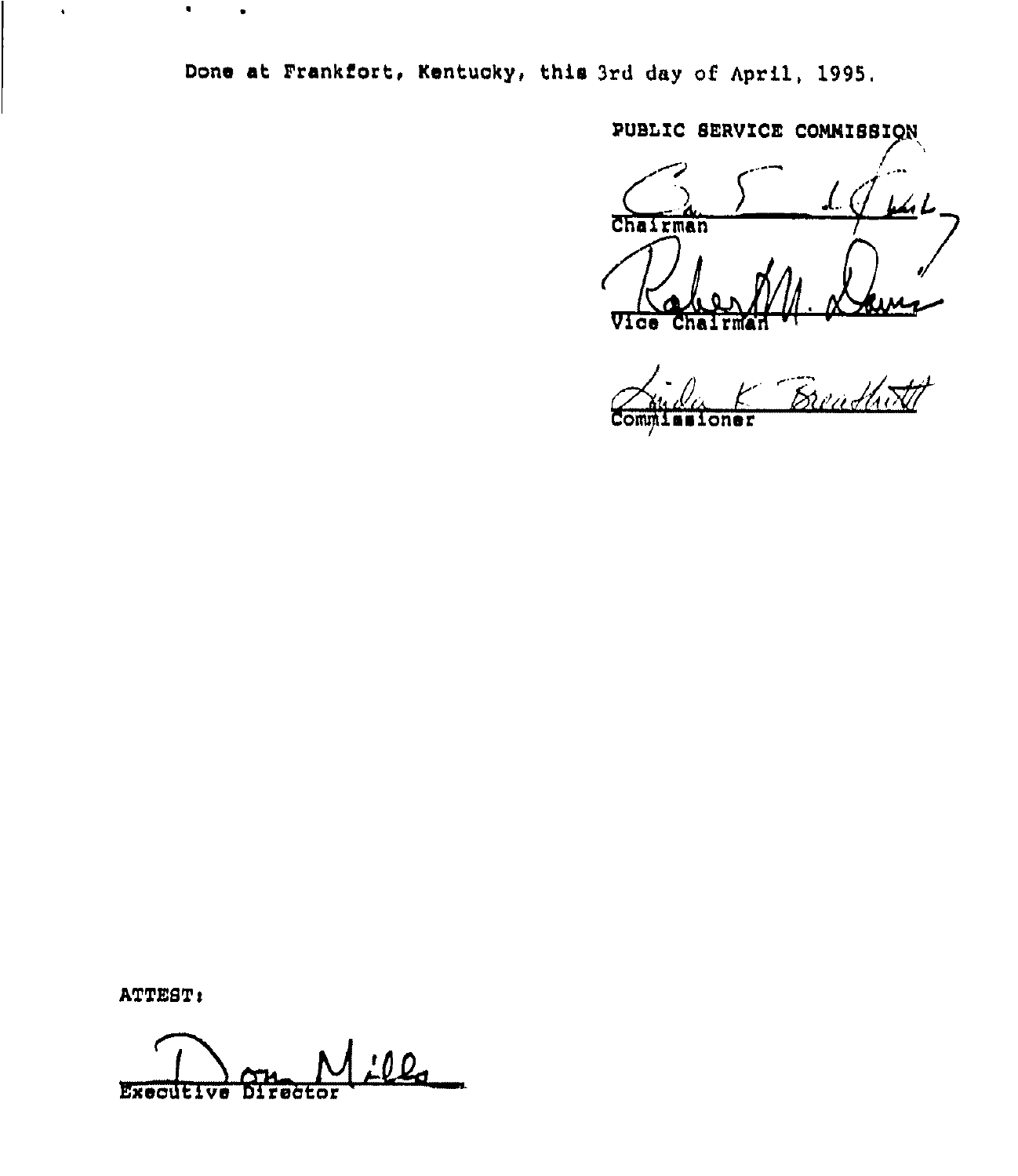Done at Frankfort, Kentucky, this 3rd day of April, 1995.

PUBLIC SERVICE COMMISSION

Chairman

Vice Chairman

Commissioner

ATTEST:

Executive Director